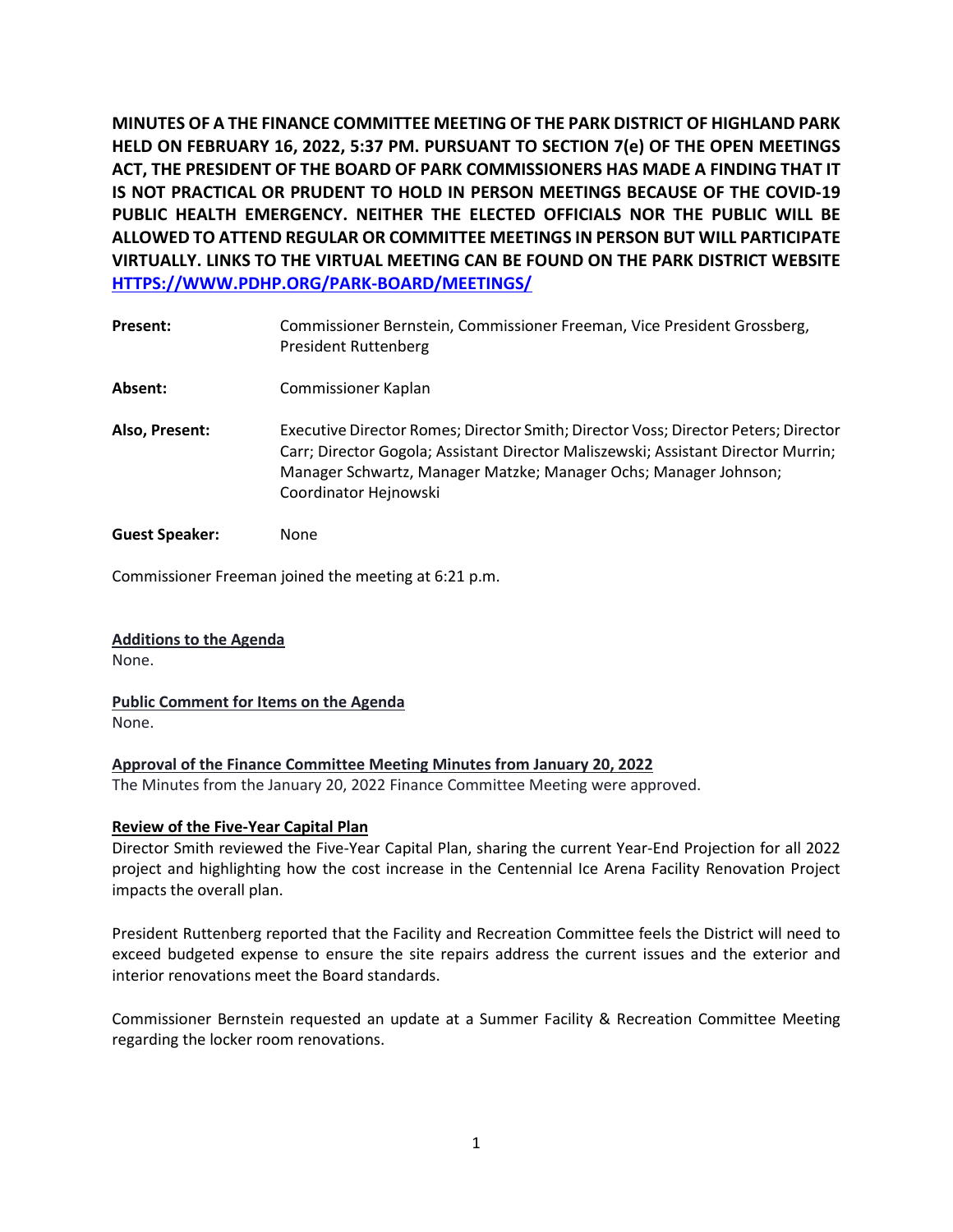**MINUTES OF A THE FINANCE COMMITTEE MEETING OF THE PARK DISTRICT OF HIGHLAND PARK HELD ON FEBRUARY 16, 2022, 5:37 PM. PURSUANT TO SECTION 7(e) OF THE OPEN MEETINGS ACT, THE PRESIDENT OF THE BOARD OF PARK COMMISSIONERS HAS MADE A FINDING THAT IT IS NOT PRACTICAL OR PRUDENT TO HOLD IN PERSON MEETINGS BECAUSE OF THE COVID-19 PUBLIC HEALTH EMERGENCY. NEITHER THE ELECTED OFFICIALS NOR THE PUBLIC WILL BE ALLOWED TO ATTEND REGULAR OR COMMITTEE MEETINGS IN PERSON BUT WILL PARTICIPATE VIRTUALLY. LINKS TO THE VIRTUAL MEETING CAN BE FOUND ON THE PARK DISTRICT WEBSITE [HTTPS://WWW.PDHP.ORG/PARK-BOARD/MEETINGS/](https://www.pdhp.org/park-board/meetings/)**

**Present:** Commissioner Bernstein, Commissioner Freeman, Vice President Grossberg, President Ruttenberg

**Absent:** Commissioner Kaplan

**Also, Present:** Executive Director Romes; Director Smith; Director Voss; Director Peters; Director Carr; Director Gogola; Assistant Director Maliszewski; Assistant Director Murrin; Manager Schwartz, Manager Matzke; Manager Ochs; Manager Johnson; Coordinator Hejnowski

**Guest Speaker:** None

Commissioner Freeman joined the meeting at 6:21 p.m.

**Additions to the Agenda**
None.

**Public Comment for Items on the Agenda**
None.

**Approval of the Finance Committee Meeting Minutes from January 20, 2022**
The Minutes from the January 20, 2022 Finance Committee Meeting were approved.

**Review of the Five-Year Capital Plan**
Director Smith reviewed the Five-Year Capital Plan, sharing the current Year-End Projection for all 2022 project and highlighting how the cost increase in the Centennial Ice Arena Facility Renovation Project impacts the overall plan.

President Ruttenberg reported that the Facility and Recreation Committee feels the District will need to exceed budgeted expense to ensure the site repairs address the current issues and the exterior and interior renovations meet the Board standards.

Commissioner Bernstein requested an update at a Summer Facility & Recreation Committee Meeting regarding the locker room renovations.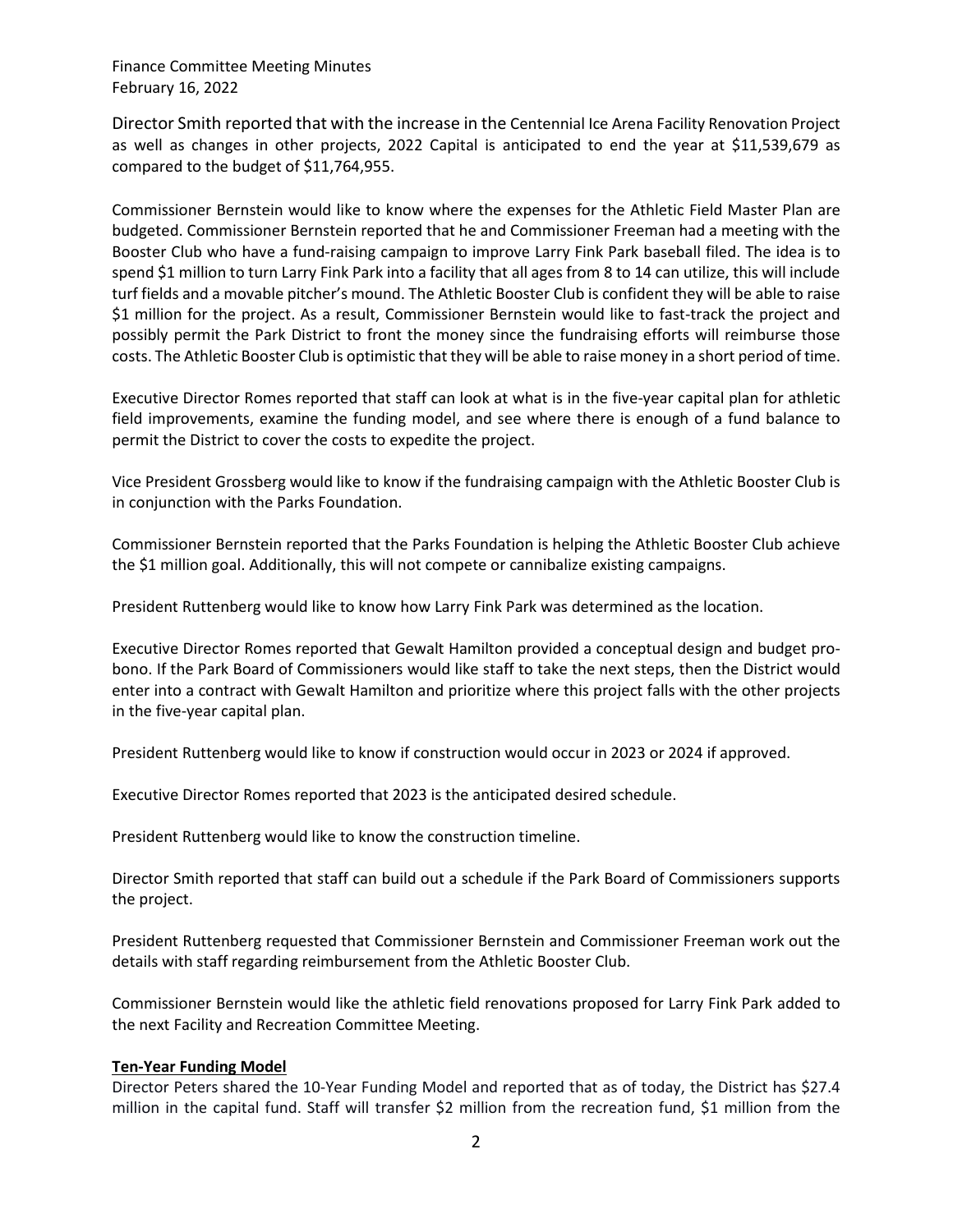Director Smith reported that with the increase in the Centennial Ice Arena Facility Renovation Project as well as changes in other projects, 2022 Capital is anticipated to end the year at $11,539,679 as compared to the budget of $11,764,955.

Commissioner Bernstein would like to know where the expenses for the Athletic Field Master Plan are budgeted. Commissioner Bernstein reported that he and Commissioner Freeman had a meeting with the Booster Club who have a fund-raising campaign to improve Larry Fink Park baseball filed. The idea is to spend $1 million to turn Larry Fink Park into a facility that all ages from 8 to 14 can utilize, this will include turf fields and a movable pitcher's mound. The Athletic Booster Club is confident they will be able to raise $1 million for the project. As a result, Commissioner Bernstein would like to fast-track the project and possibly permit the Park District to front the money since the fundraising efforts will reimburse those costs. The Athletic Booster Club is optimistic that they will be able to raise money in a short period of time.

Executive Director Romes reported that staff can look at what is in the five-year capital plan for athletic field improvements, examine the funding model, and see where there is enough of a fund balance to permit the District to cover the costs to expedite the project.

Vice President Grossberg would like to know if the fundraising campaign with the Athletic Booster Club is in conjunction with the Parks Foundation.

Commissioner Bernstein reported that the Parks Foundation is helping the Athletic Booster Club achieve the $1 million goal. Additionally, this will not compete or cannibalize existing campaigns.

President Ruttenberg would like to know how Larry Fink Park was determined as the location.

Executive Director Romes reported that Gewalt Hamilton provided a conceptual design and budget pro-bono. If the Park Board of Commissioners would like staff to take the next steps, then the District would enter into a contract with Gewalt Hamilton and prioritize where this project falls with the other projects in the five-year capital plan.

President Ruttenberg would like to know if construction would occur in 2023 or 2024 if approved.

Executive Director Romes reported that 2023 is the anticipated desired schedule.

President Ruttenberg would like to know the construction timeline.

Director Smith reported that staff can build out a schedule if the Park Board of Commissioners supports the project.

President Ruttenberg requested that Commissioner Bernstein and Commissioner Freeman work out the details with staff regarding reimbursement from the Athletic Booster Club.

Commissioner Bernstein would like the athletic field renovations proposed for Larry Fink Park added to the next Facility and Recreation Committee Meeting.

**Ten-Year Funding Model**

Director Peters shared the 10-Year Funding Model and reported that as of today, the District has $27.4 million in the capital fund. Staff will transfer $2 million from the recreation fund, $1 million from the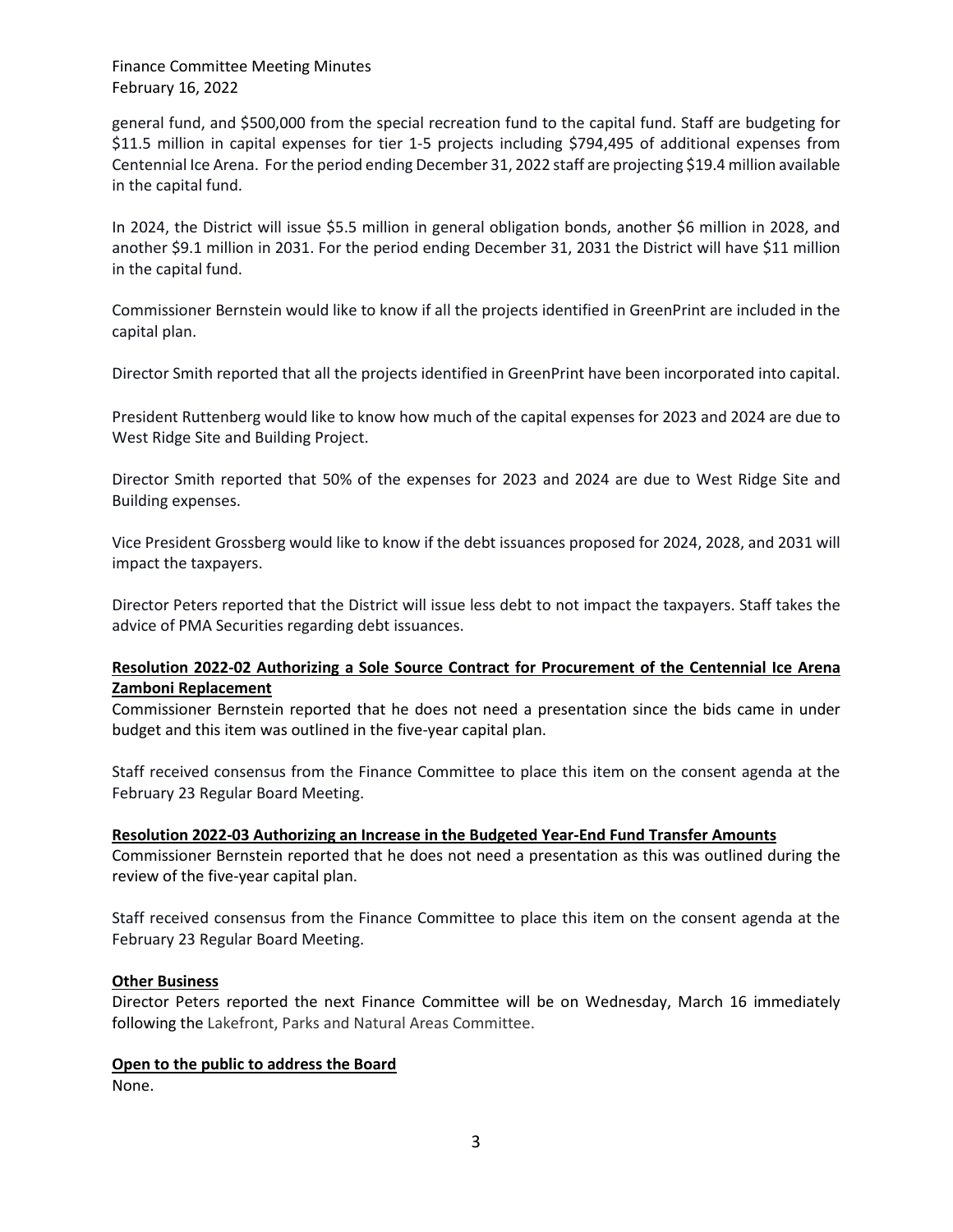general fund, and $500,000 from the special recreation fund to the capital fund. Staff are budgeting for $11.5 million in capital expenses for tier 1-5 projects including $794,495 of additional expenses from Centennial Ice Arena. For the period ending December 31, 2022 staff are projecting $19.4 million available in the capital fund.

In 2024, the District will issue $5.5 million in general obligation bonds, another $6 million in 2028, and another $9.1 million in 2031. For the period ending December 31, 2031 the District will have $11 million in the capital fund.

Commissioner Bernstein would like to know if all the projects identified in GreenPrint are included in the capital plan.

Director Smith reported that all the projects identified in GreenPrint have been incorporated into capital.

President Ruttenberg would like to know how much of the capital expenses for 2023 and 2024 are due to West Ridge Site and Building Project.

Director Smith reported that 50% of the expenses for 2023 and 2024 are due to West Ridge Site and Building expenses.

Vice President Grossberg would like to know if the debt issuances proposed for 2024, 2028, and 2031 will impact the taxpayers.

Director Peters reported that the District will issue less debt to not impact the taxpayers. Staff takes the advice of PMA Securities regarding debt issuances.

**Resolution 2022-02 Authorizing a Sole Source Contract for Procurement of the Centennial Ice Arena Zamboni Replacement**

Commissioner Bernstein reported that he does not need a presentation since the bids came in under budget and this item was outlined in the five-year capital plan.

Staff received consensus from the Finance Committee to place this item on the consent agenda at the February 23 Regular Board Meeting.

**Resolution 2022-03 Authorizing an Increase in the Budgeted Year-End Fund Transfer Amounts**

Commissioner Bernstein reported that he does not need a presentation as this was outlined during the review of the five-year capital plan.

Staff received consensus from the Finance Committee to place this item on the consent agenda at the February 23 Regular Board Meeting.

**Other Business**

Director Peters reported the next Finance Committee will be on Wednesday, March 16 immediately following the Lakefront, Parks and Natural Areas Committee.

**Open to the public to address the Board**

None.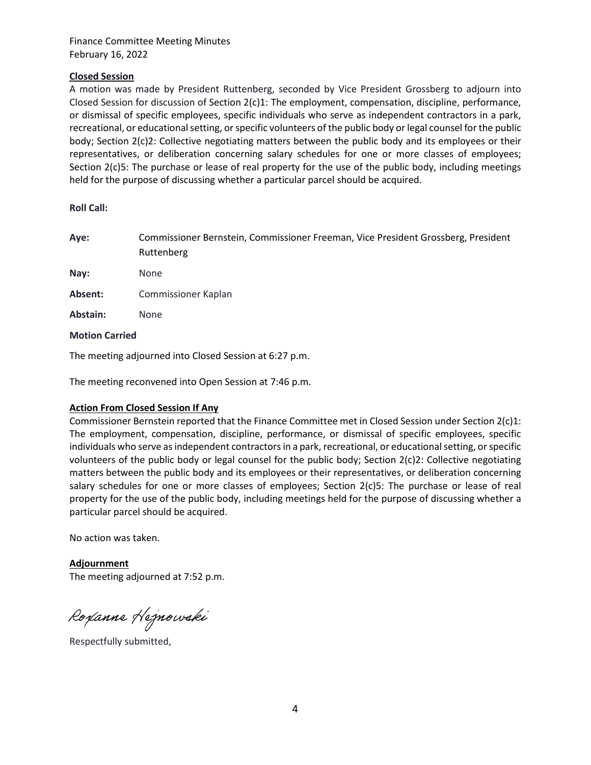## Closed Session

A motion was made by President Ruttenberg, seconded by Vice President Grossberg to adjourn into Closed Session for discussion of Section 2(c)1: The employment, compensation, discipline, performance, or dismissal of specific employees, specific individuals who serve as independent contractors in a park, recreational, or educational setting, or specific volunteers of the public body or legal counsel for the public body; Section 2(c)2: Collective negotiating matters between the public body and its employees or their representatives, or deliberation concerning salary schedules for one or more classes of employees; Section 2(c)5: The purchase or lease of real property for the use of the public body, including meetings held for the purpose of discussing whether a particular parcel should be acquired.

**Roll Call:**

**Aye:** Commissioner Bernstein, Commissioner Freeman, Vice President Grossberg, President Ruttenberg

**Nay:** None

**Absent:** Commissioner Kaplan

**Abstain:** None

**Motion Carried**

The meeting adjourned into Closed Session at 6:27 p.m.

The meeting reconvened into Open Session at 7:46 p.m.

## Action From Closed Session If Any

Commissioner Bernstein reported that the Finance Committee met in Closed Session under Section 2(c)1: The employment, compensation, discipline, performance, or dismissal of specific employees, specific individuals who serve as independent contractors in a park, recreational, or educational setting, or specific volunteers of the public body or legal counsel for the public body; Section 2(c)2: Collective negotiating matters between the public body and its employees or their representatives, or deliberation concerning salary schedules for one or more classes of employees; Section 2(c)5: The purchase or lease of real property for the use of the public body, including meetings held for the purpose of discussing whether a particular parcel should be acquired.

No action was taken.

## Adjournment

The meeting adjourned at 7:52 p.m.

Roxanne Hejnowski

Respectfully submitted,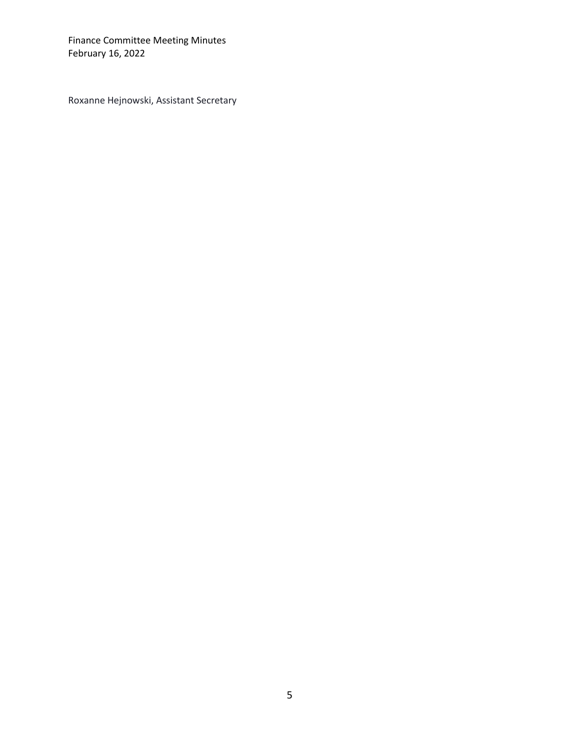Roxanne Hejnowski, Assistant Secretary